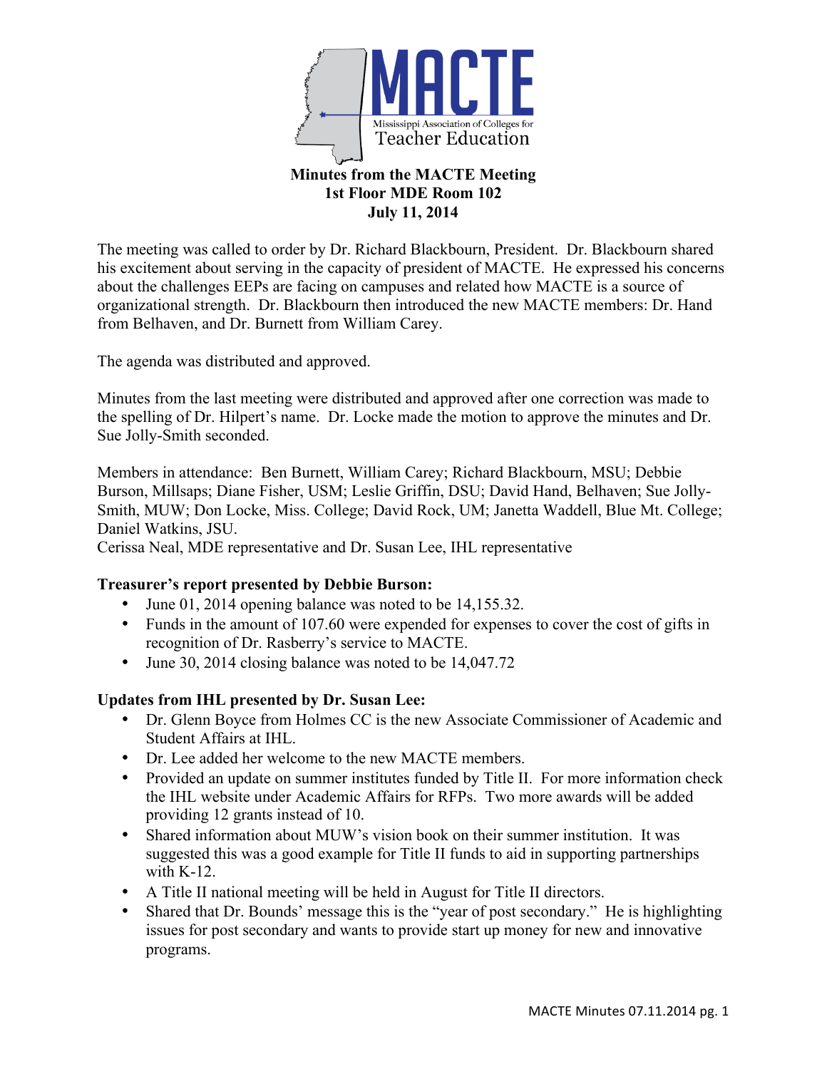MACTE
Mississippi Association of Colleges for Teacher Education

# Minutes from the MACTE Meeting
## 1st Floor MDE Room 102
## July 11, 2014

The meeting was called to order by Dr. Richard Blackbourn, President. Dr. Blackbourn shared his excitement about serving in the capacity of president of MACTE. He expressed his concerns about the challenges EEPs are facing on campuses and related how MACTE is a source of organizational strength. Dr. Blackbourn then introduced the new MACTE members: Dr. Hand from Belhaven, and Dr. Burnett from William Carey.

The agenda was distributed and approved.

Minutes from the last meeting were distributed and approved after one correction was made to the spelling of Dr. Hilpert's name. Dr. Locke made the motion to approve the minutes and Dr. Sue Jolly-Smith seconded.

Members in attendance: Ben Burnett, William Carey; Richard Blackbourn, MSU; Debbie Burson, Millsaps; Diane Fisher, USM; Leslie Griffin, DSU; David Hand, Belhaven; Sue Jolly-Smith, MUW; Don Locke, Miss. College; David Rock, UM; Janetta Waddell, Blue Mt. College; Daniel Watkins, JSU.
Cerissa Neal, MDE representative and Dr. Susan Lee, IHL representative

**Treasurer's report presented by Debbie Burson:**

- June 01, 2014 opening balance was noted to be 14,155.32.
- Funds in the amount of 107.60 were expended for expenses to cover the cost of gifts in recognition of Dr. Rasberry's service to MACTE.
- June 30, 2014 closing balance was noted to be 14,047.72

**Updates from IHL presented by Dr. Susan Lee:**

- Dr. Glenn Boyce from Holmes CC is the new Associate Commissioner of Academic and Student Affairs at IHL.
- Dr. Lee added her welcome to the new MACTE members.
- Provided an update on summer institutes funded by Title II. For more information check the IHL website under Academic Affairs for RFPs. Two more awards will be added providing 12 grants instead of 10.
- Shared information about MUW's vision book on their summer institution. It was suggested this was a good example for Title II funds to aid in supporting partnerships with K-12.
- A Title II national meeting will be held in August for Title II directors.
- Shared that Dr. Bounds' message this is the "year of post secondary." He is highlighting issues for post secondary and wants to provide start up money for new and innovative programs.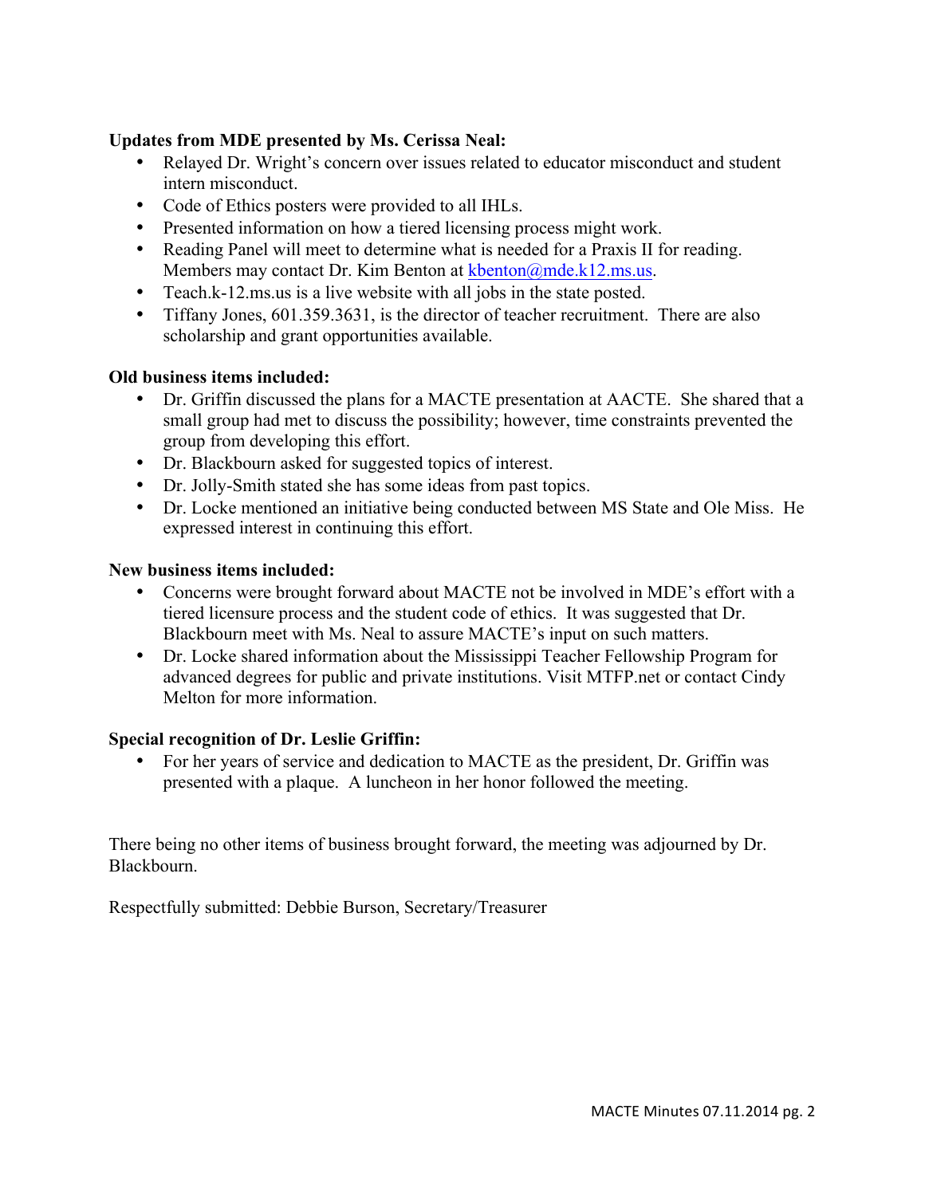**Updates from MDE presented by Ms. Cerissa Neal:**

- Relayed Dr. Wright's concern over issues related to educator misconduct and student intern misconduct.
- Code of Ethics posters were provided to all IHLs.
- Presented information on how a tiered licensing process might work.
- Reading Panel will meet to determine what is needed for a Praxis II for reading. Members may contact Dr. Kim Benton at kbenton@mde.k12.ms.us.
- Teach.k-12.ms.us is a live website with all jobs in the state posted.
- Tiffany Jones, 601.359.3631, is the director of teacher recruitment. There are also scholarship and grant opportunities available.

**Old business items included:**

- Dr. Griffin discussed the plans for a MACTE presentation at AACTE. She shared that a small group had met to discuss the possibility; however, time constraints prevented the group from developing this effort.
- Dr. Blackbourn asked for suggested topics of interest.
- Dr. Jolly-Smith stated she has some ideas from past topics.
- Dr. Locke mentioned an initiative being conducted between MS State and Ole Miss. He expressed interest in continuing this effort.

**New business items included:**

- Concerns were brought forward about MACTE not be involved in MDE's effort with a tiered licensure process and the student code of ethics. It was suggested that Dr. Blackbourn meet with Ms. Neal to assure MACTE's input on such matters.
- Dr. Locke shared information about the Mississippi Teacher Fellowship Program for advanced degrees for public and private institutions. Visit MTFP.net or contact Cindy Melton for more information.

**Special recognition of Dr. Leslie Griffin:**

- For her years of service and dedication to MACTE as the president, Dr. Griffin was presented with a plaque. A luncheon in her honor followed the meeting.

There being no other items of business brought forward, the meeting was adjourned by Dr. Blackbourn.

Respectfully submitted: Debbie Burson, Secretary/Treasurer